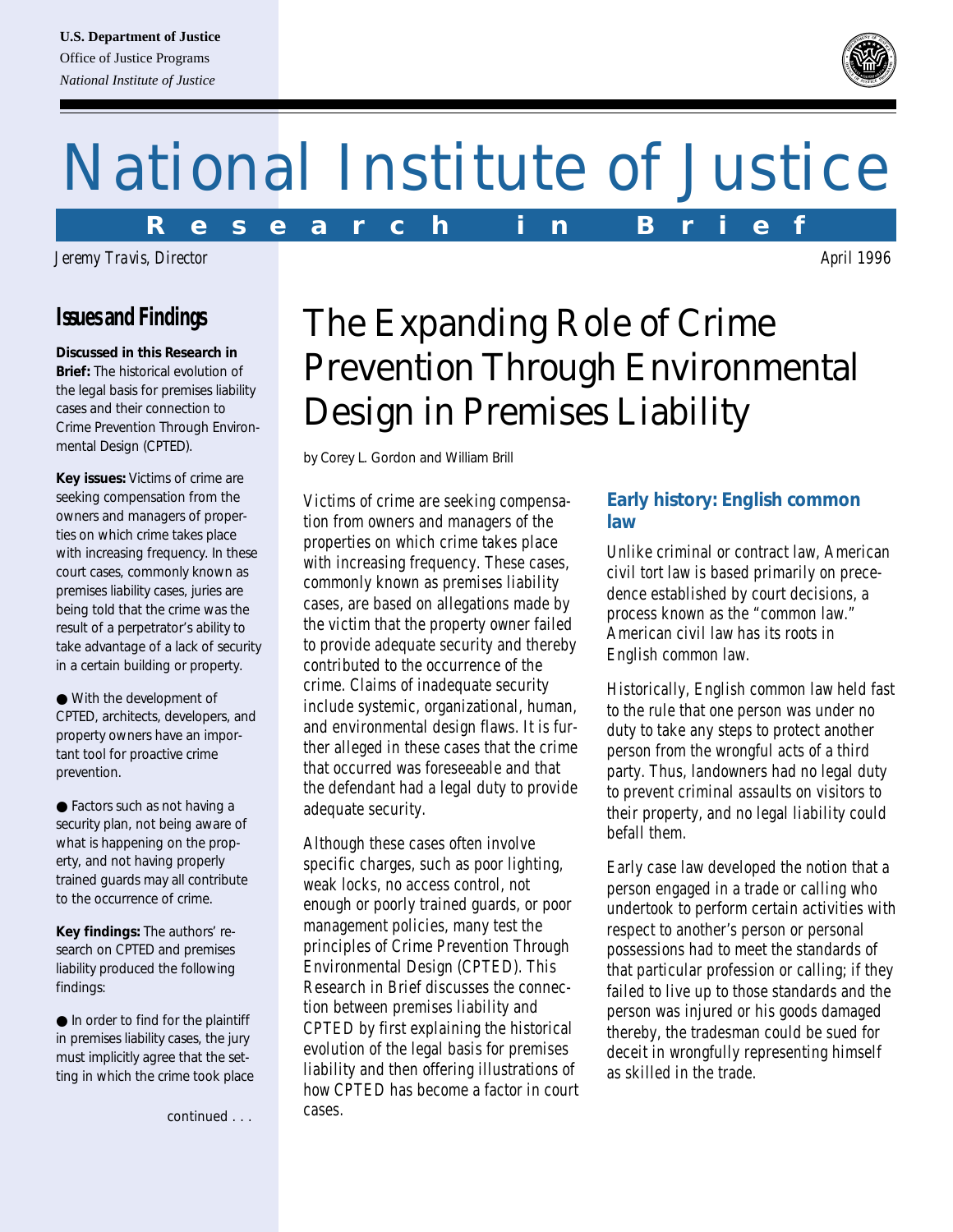**U.S. Department of Justice**
Office of Justice Programs
*National Institute of Justice*

# National Institute of Justice

**Research in Brief**

*Jeremy Travis, Director* *April 1996*

## Issues and Findings

**Discussed in this Research in Brief:** The historical evolution of the legal basis for premises liability cases and their connection to Crime Prevention Through Environmental Design (CPTED).

**Key issues:** Victims of crime are seeking compensation from the owners and managers of properties on which crime takes place with increasing frequency. In these court cases, commonly known as premises liability cases, juries are being told that the crime was the result of a perpetrator's ability to take advantage of a lack of security in a certain building or property.

- With the development of CPTED, architects, developers, and property owners have an important tool for proactive crime prevention.
- Factors such as not having a security plan, not being aware of what is happening on the property, and not having properly trained guards may all contribute to the occurrence of crime.

**Key findings:** The authors' research on CPTED and premises liability produced the following findings:

- In order to find for the plaintiff in premises liability cases, the jury must implicitly agree that the setting in which the crime took place

continued . . .

# The Expanding Role of Crime Prevention Through Environmental Design in Premises Liability

by Corey L. Gordon and William Brill

Victims of crime are seeking compensation from owners and managers of the properties on which crime takes place with increasing frequency. These cases, commonly known as premises liability cases, are based on allegations made by the victim that the property owner failed to provide adequate security and thereby contributed to the occurrence of the crime. Claims of inadequate security include systemic, organizational, human, and environmental design flaws. It is further alleged in these cases that the crime that occurred was foreseeable and that the defendant had a legal duty to provide adequate security.

Although these cases often involve specific charges, such as poor lighting, weak locks, no access control, not enough or poorly trained guards, or poor management policies, many test the principles of Crime Prevention Through Environmental Design (CPTED). This Research in Brief discusses the connection between premises liability and CPTED by first explaining the historical evolution of the legal basis for premises liability and then offering illustrations of how CPTED has become a factor in court cases.

## Early history: English common law

Unlike criminal or contract law, American civil tort law is based primarily on precedence established by court decisions, a process known as the "common law." American civil law has its roots in English common law.

Historically, English common law held fast to the rule that one person was under no duty to take any steps to protect another person from the wrongful acts of a third party. Thus, landowners had no legal duty to prevent criminal assaults on visitors to their property, and no legal liability could befall them.

Early case law developed the notion that a person engaged in a trade or calling who undertook to perform certain activities with respect to another's person or personal possessions had to meet the standards of that particular profession or calling; if they failed to live up to those standards and the person was injured or his goods damaged thereby, the tradesman could be sued for deceit in wrongfully representing himself as skilled in the trade.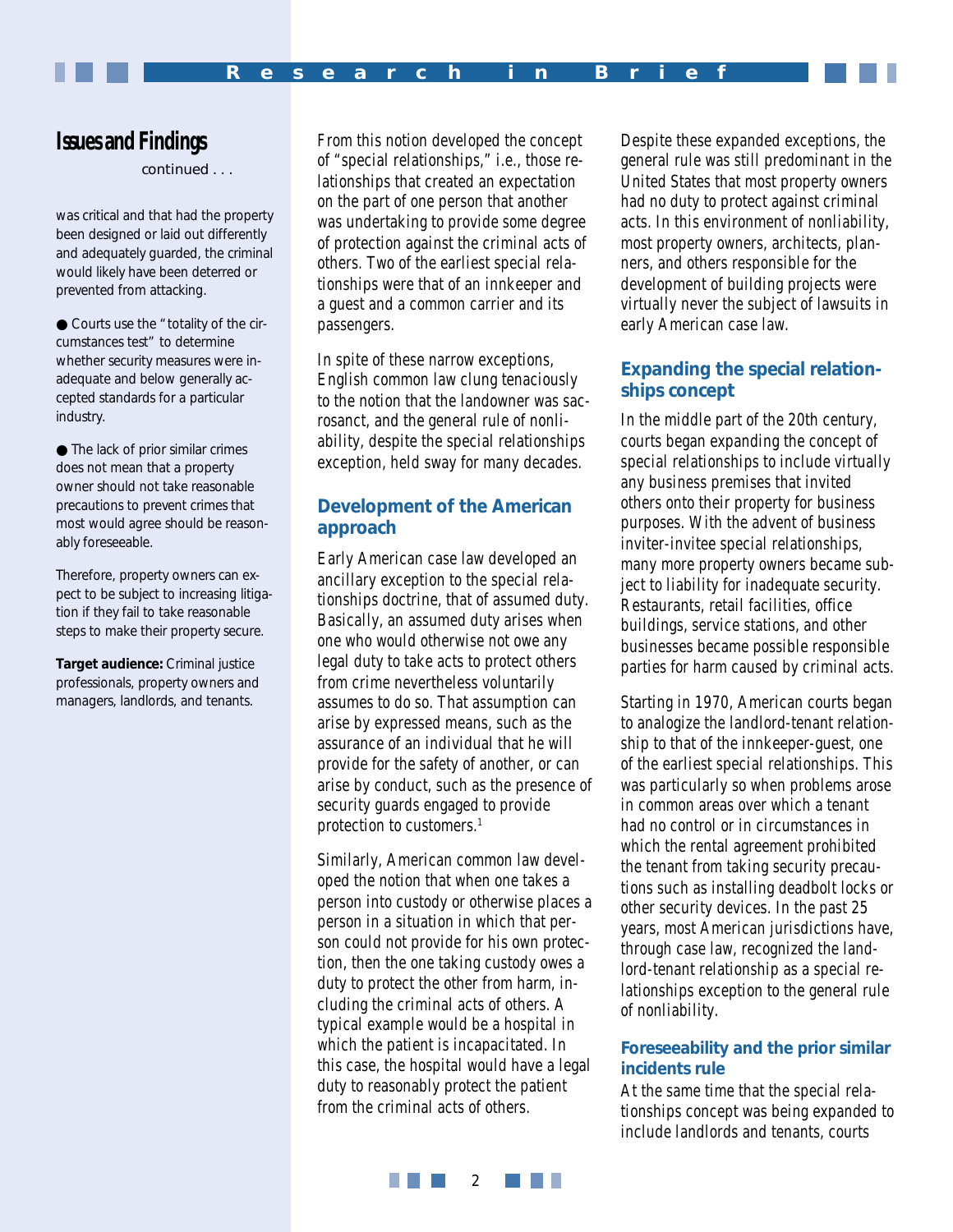## Issues and Findings

continued . . .

was critical and that had the property been designed or laid out differently and adequately guarded, the criminal would likely have been deterred or prevented from attacking.

- Courts use the "totality of the circumstances test" to determine whether security measures were inadequate and below generally accepted standards for a particular industry.
- The lack of prior similar crimes does not mean that a property owner should not take reasonable precautions to prevent crimes that most would agree should be reasonably foreseeable.

Therefore, property owners can expect to be subject to increasing litigation if they fail to take reasonable steps to make their property secure.

**Target audience:** Criminal justice professionals, property owners and managers, landlords, and tenants.

From this notion developed the concept of "special relationships," i.e., those relationships that created an expectation on the part of one person that another was undertaking to provide some degree of protection against the criminal acts of others. Two of the earliest special relationships were that of an innkeeper and a guest and a common carrier and its passengers.

In spite of these narrow exceptions, English common law clung tenaciously to the notion that the landowner was sacrosanct, and the general rule of nonliability, despite the special relationships exception, held sway for many decades.

### Development of the American approach

Early American case law developed an ancillary exception to the special relationships doctrine, that of assumed duty. Basically, an assumed duty arises when one who would otherwise not owe any legal duty to take acts to protect others from crime nevertheless voluntarily assumes to do so. That assumption can arise by expressed means, such as the assurance of an individual that he will provide for the safety of another, or can arise by conduct, such as the presence of security guards engaged to provide protection to customers.[1]

Similarly, American common law developed the notion that when one takes a person into custody or otherwise places a person in a situation in which that person could not provide for his own protection, then the one taking custody owes a duty to protect the other from harm, including the criminal acts of others. A typical example would be a hospital in which the patient is incapacitated. In this case, the hospital would have a legal duty to reasonably protect the patient from the criminal acts of others.

Despite these expanded exceptions, the general rule was still predominant in the United States that most property owners had no duty to protect against criminal acts. In this environment of nonliability, most property owners, architects, planners, and others responsible for the development of building projects were virtually never the subject of lawsuits in early American case law.

### Expanding the special relationships concept

In the middle part of the 20th century, courts began expanding the concept of special relationships to include virtually any business premises that invited others onto their property for business purposes. With the advent of business inviter-invitee special relationships, many more property owners became subject to liability for inadequate security. Restaurants, retail facilities, office buildings, service stations, and other businesses became possible responsible parties for harm caused by criminal acts.

Starting in 1970, American courts began to analogize the landlord-tenant relationship to that of the innkeeper-guest, one of the earliest special relationships. This was particularly so when problems arose in common areas over which a tenant had no control or in circumstances in which the rental agreement prohibited the tenant from taking security precautions such as installing deadbolt locks or other security devices. In the past 25 years, most American jurisdictions have, through case law, recognized the landlord-tenant relationship as a special relationships exception to the general rule of nonliability.

### Foreseeability and the prior similar incidents rule

At the same time that the special relationships concept was being expanded to include landlords and tenants, courts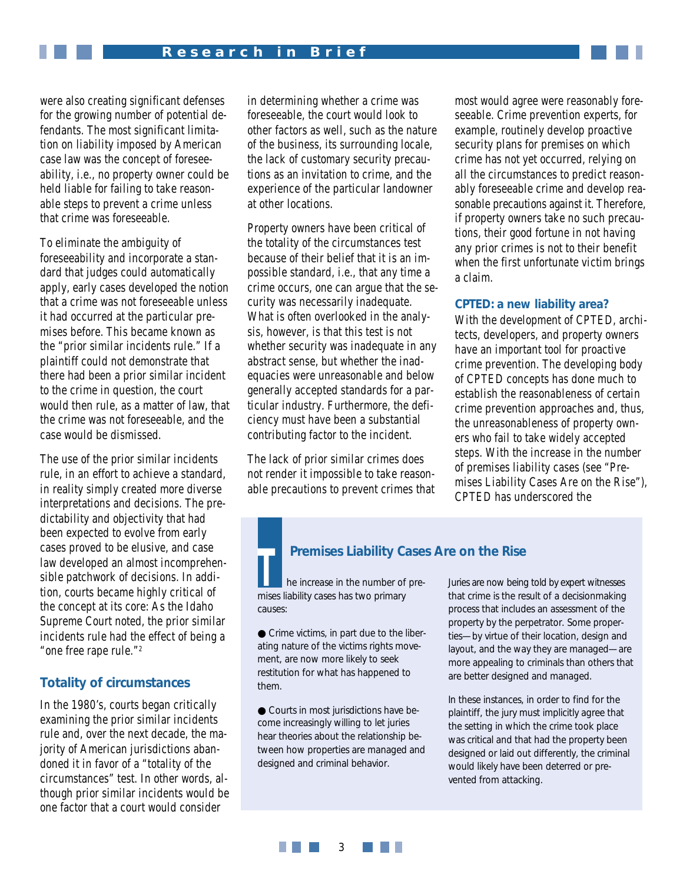were also creating significant defenses for the growing number of potential defendants. The most significant limitation on liability imposed by American case law was the concept of foreseeability, i.e., no property owner could be held liable for failing to take reasonable steps to prevent a crime unless that crime was foreseeable.

To eliminate the ambiguity of foreseeability and incorporate a standard that judges could automatically apply, early cases developed the notion that a crime was not foreseeable unless it had occurred at the particular premises before. This became known as the "prior similar incidents rule." If a plaintiff could not demonstrate that there had been a prior similar incident to the crime in question, the court would then rule, as a matter of law, that the crime was not foreseeable, and the case would be dismissed.

The use of the prior similar incidents rule, in an effort to achieve a standard, in reality simply created more diverse interpretations and decisions. The predictability and objectivity that had been expected to evolve from early cases proved to be elusive, and case law developed an almost incomprehensible patchwork of decisions. In addition, courts became highly critical of the concept at its core: As the Idaho Supreme Court noted, the prior similar incidents rule had the effect of being a "one free rape rule."[2]

## Totality of circumstances

In the 1980's, courts began critically examining the prior similar incidents rule and, over the next decade, the majority of American jurisdictions abandoned it in favor of a "totality of the circumstances" test. In other words, although prior similar incidents would be one factor that a court would consider in determining whether a crime was foreseeable, the court would look to other factors as well, such as the nature of the business, its surrounding locale, the lack of customary security precautions as an invitation to crime, and the experience of the particular landowner at other locations.

Property owners have been critical of the totality of the circumstances test because of their belief that it is an impossible standard, i.e., that any time a crime occurs, one can argue that the security was necessarily inadequate. What is often overlooked in the analysis, however, is that this test is not whether security was inadequate in any abstract sense, but whether the inadequacies were unreasonable and below generally accepted standards for a particular industry. Furthermore, the deficiency must have been a substantial contributing factor to the incident.

The lack of prior similar crimes does not render it impossible to take reasonable precautions to prevent crimes that most would agree were reasonably foreseeable. Crime prevention experts, for example, routinely develop proactive security plans for premises on which crime has not yet occurred, relying on all the circumstances to predict reasonably foreseeable crime and develop reasonable precautions against it. Therefore, if property owners take no such precautions, their good fortune in not having any prior crimes is not to their benefit when the first unfortunate victim brings a claim.

## CPTED: a new liability area?

With the development of CPTED, architects, developers, and property owners have an important tool for proactive crime prevention. The developing body of CPTED concepts has done much to establish the reasonableness of certain crime prevention approaches and, thus, the unreasonableness of property owners who fail to take widely accepted steps. With the increase in the number of premises liability cases (see "Premises Liability Cases Are on the Rise"), CPTED has underscored the

### Premises Liability Cases Are on the Rise

The increase in the number of premises liability cases has two primary causes:

- Crime victims, in part due to the liberating nature of the victims rights movement, are now more likely to seek restitution for what has happened to them.
- Courts in most jurisdictions have become increasingly willing to let juries hear theories about the relationship between how properties are managed and designed and criminal behavior.

Juries are now being told by expert witnesses that crime is the result of a decisionmaking process that includes an assessment of the property by the perpetrator. Some properties—by virtue of their location, design and layout, and the way they are managed—are more appealing to criminals than others that are better designed and managed.

In these instances, in order to find for the plaintiff, the jury must implicitly agree that the setting in which the crime took place was critical and that had the property been designed or laid out differently, the criminal would likely have been deterred or prevented from attacking.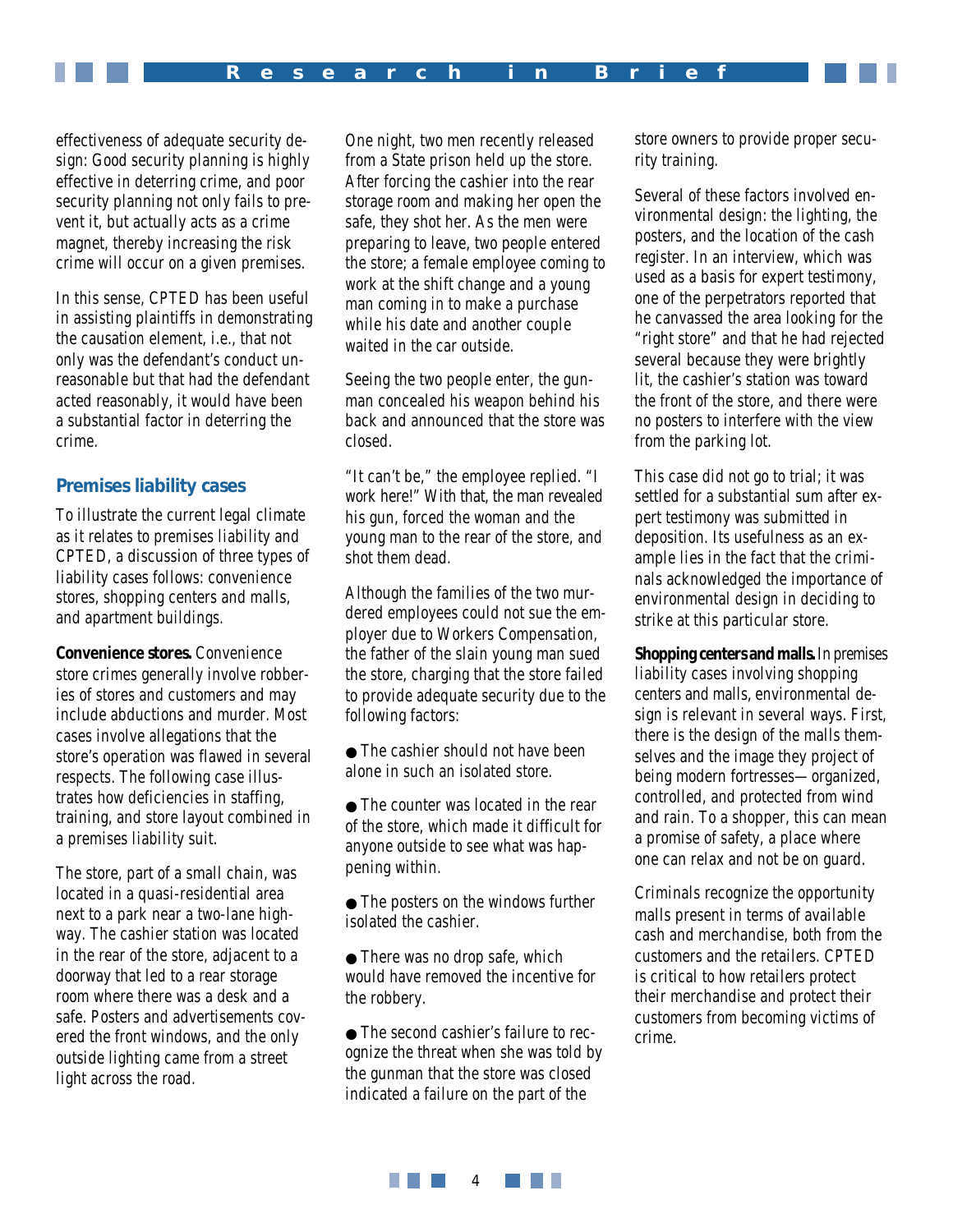effectiveness of adequate security design: Good security planning is highly effective in deterring crime, and poor security planning not only fails to prevent it, but actually acts as a crime magnet, thereby increasing the risk crime will occur on a given premises.

In this sense, CPTED has been useful in assisting plaintiffs in demonstrating the causation element, i.e., that not only was the defendant's conduct unreasonable but that had the defendant acted reasonably, it would have been a substantial factor in deterring the crime.

## Premises liability cases

To illustrate the current legal climate as it relates to premises liability and CPTED, a discussion of three types of liability cases follows: convenience stores, shopping centers and malls, and apartment buildings.

**Convenience stores.** Convenience store crimes generally involve robberies of stores and customers and may include abductions and murder. Most cases involve allegations that the store's operation was flawed in several respects. The following case illustrates how deficiencies in staffing, training, and store layout combined in a premises liability suit.

The store, part of a small chain, was located in a quasi-residential area next to a park near a two-lane highway. The cashier station was located in the rear of the store, adjacent to a doorway that led to a rear storage room where there was a desk and a safe. Posters and advertisements covered the front windows, and the only outside lighting came from a street light across the road.

One night, two men recently released from a State prison held up the store. After forcing the cashier into the rear storage room and making her open the safe, they shot her. As the men were preparing to leave, two people entered the store; a female employee coming to work at the shift change and a young man coming in to make a purchase while his date and another couple waited in the car outside.

Seeing the two people enter, the gunman concealed his weapon behind his back and announced that the store was closed.

"It can't be," the employee replied. "I work here!" With that, the man revealed his gun, forced the woman and the young man to the rear of the store, and shot them dead.

Although the families of the two murdered employees could not sue the employer due to Workers Compensation, the father of the slain young man sued the store, charging that the store failed to provide adequate security due to the following factors:

- The cashier should not have been alone in such an isolated store.
- The counter was located in the rear of the store, which made it difficult for anyone outside to see what was happening within.
- The posters on the windows further isolated the cashier.
- There was no drop safe, which would have removed the incentive for the robbery.
- The second cashier's failure to recognize the threat when she was told by the gunman that the store was closed indicated a failure on the part of the store owners to provide proper security training.

Several of these factors involved environmental design: the lighting, the posters, and the location of the cash register. In an interview, which was used as a basis for expert testimony, one of the perpetrators reported that he canvassed the area looking for the "right store" and that he had rejected several because they were brightly lit, the cashier's station was toward the front of the store, and there were no posters to interfere with the view from the parking lot.

This case did not go to trial; it was settled for a substantial sum after expert testimony was submitted in deposition. Its usefulness as an example lies in the fact that the criminals acknowledged the importance of environmental design in deciding to strike at this particular store.

**Shopping centers and malls.** In premises liability cases involving shopping centers and malls, environmental design is relevant in several ways. First, there is the design of the malls themselves and the image they project of being modern fortresses—organized, controlled, and protected from wind and rain. To a shopper, this can mean a promise of safety, a place where one can relax and not be on guard.

Criminals recognize the opportunity malls present in terms of available cash and merchandise, both from the customers and the retailers. CPTED is critical to how retailers protect their merchandise and protect their customers from becoming victims of crime.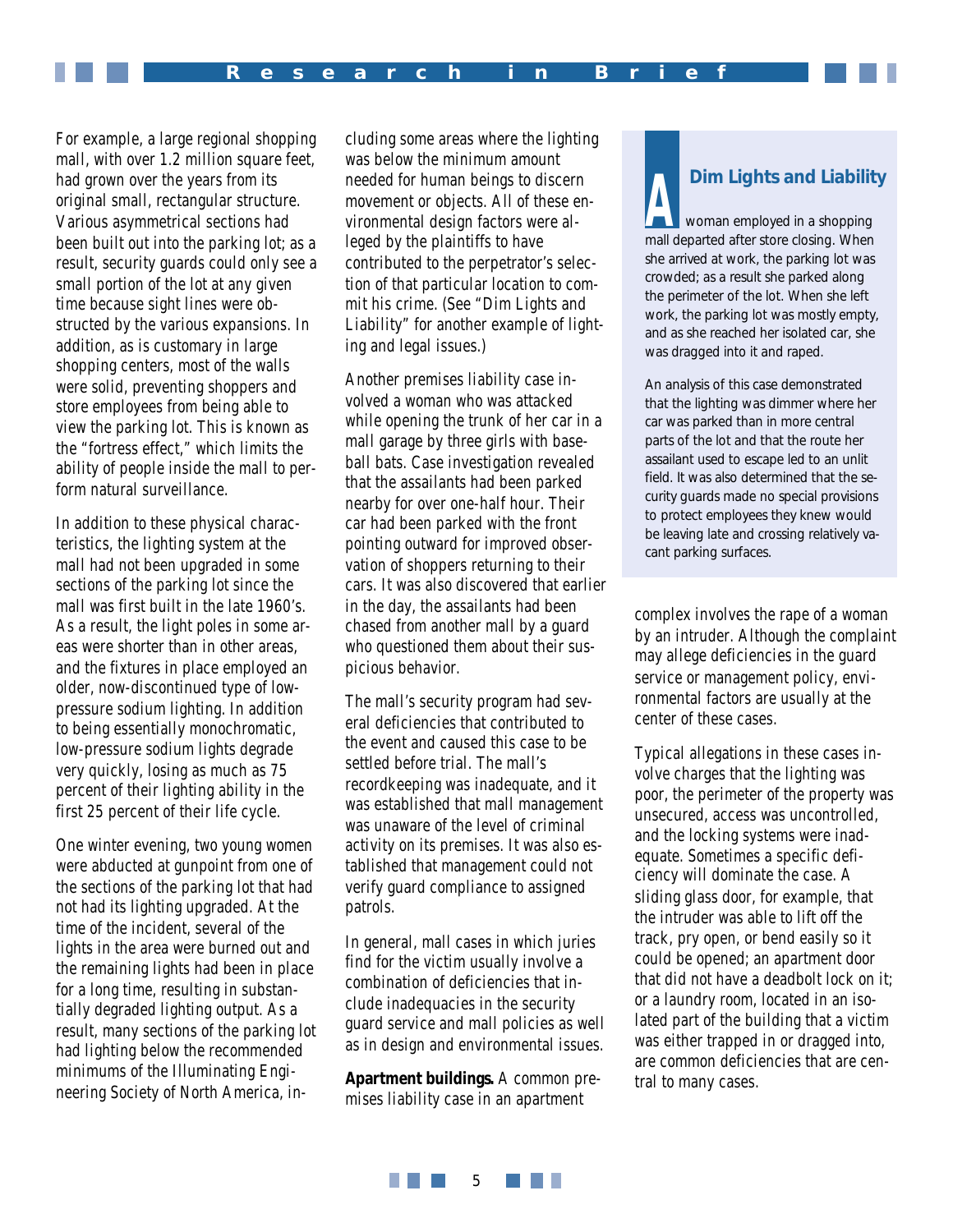For example, a large regional shopping mall, with over 1.2 million square feet, had grown over the years from its original small, rectangular structure. Various asymmetrical sections had been built out into the parking lot; as a result, security guards could only see a small portion of the lot at any given time because sight lines were obstructed by the various expansions. In addition, as is customary in large shopping centers, most of the walls were solid, preventing shoppers and store employees from being able to view the parking lot. This is known as the "fortress effect," which limits the ability of people inside the mall to perform natural surveillance.

In addition to these physical characteristics, the lighting system at the mall had not been upgraded in some sections of the parking lot since the mall was first built in the late 1960's. As a result, the light poles in some areas were shorter than in other areas, and the fixtures in place employed an older, now-discontinued type of low-pressure sodium lighting. In addition to being essentially monochromatic, low-pressure sodium lights degrade very quickly, losing as much as 75 percent of their lighting ability in the first 25 percent of their life cycle.

One winter evening, two young women were abducted at gunpoint from one of the sections of the parking lot that had not had its lighting upgraded. At the time of the incident, several of the lights in the area were burned out and the remaining lights had been in place for a long time, resulting in substantially degraded lighting output. As a result, many sections of the parking lot had lighting below the recommended minimums of the Illuminating Engineering Society of North America, including some areas where the lighting was below the minimum amount needed for human beings to discern movement or objects. All of these environmental design factors were alleged by the plaintiffs to have contributed to the perpetrator's selection of that particular location to commit his crime. (See "Dim Lights and Liability" for another example of lighting and legal issues.)

Another premises liability case involved a woman who was attacked while opening the trunk of her car in a mall garage by three girls with baseball bats. Case investigation revealed that the assailants had been parked nearby for over one-half hour. Their car had been parked with the front pointing outward for improved observation of shoppers returning to their cars. It was also discovered that earlier in the day, the assailants had been chased from another mall by a guard who questioned them about their suspicious behavior.

The mall's security program had several deficiencies that contributed to the event and caused this case to be settled before trial. The mall's recordkeeping was inadequate, and it was established that mall management was unaware of the level of criminal activity on its premises. It was also established that management could not verify guard compliance to assigned patrols.

In general, mall cases in which juries find for the victim usually involve a combination of deficiencies that include inadequacies in the security guard service and mall policies as well as in design and environmental issues.

**Apartment buildings.** A common premises liability case in an apartment complex involves the rape of a woman by an intruder. Although the complaint may allege deficiencies in the guard service or management policy, environmental factors are usually at the center of these cases.

Typical allegations in these cases involve charges that the lighting was poor, the perimeter of the property was unsecured, access was uncontrolled, and the locking systems were inadequate. Sometimes a specific deficiency will dominate the case. A sliding glass door, for example, that the intruder was able to lift off the track, pry open, or bend easily so it could be opened; an apartment door that did not have a deadbolt lock on it; or a laundry room, located in an isolated part of the building that a victim was either trapped in or dragged into, are common deficiencies that are central to many cases.

> ### Dim Lights and Liability
>
> A woman employed in a shopping mall departed after store closing. When she arrived at work, the parking lot was crowded; as a result she parked along the perimeter of the lot. When she left work, the parking lot was mostly empty, and as she reached her isolated car, she was dragged into it and raped.
>
> An analysis of this case demonstrated that the lighting was dimmer where her car was parked than in more central parts of the lot and that the route her assailant used to escape led to an unlit field. It was also determined that the security guards made no special provisions to protect employees they knew would be leaving late and crossing relatively vacant parking surfaces.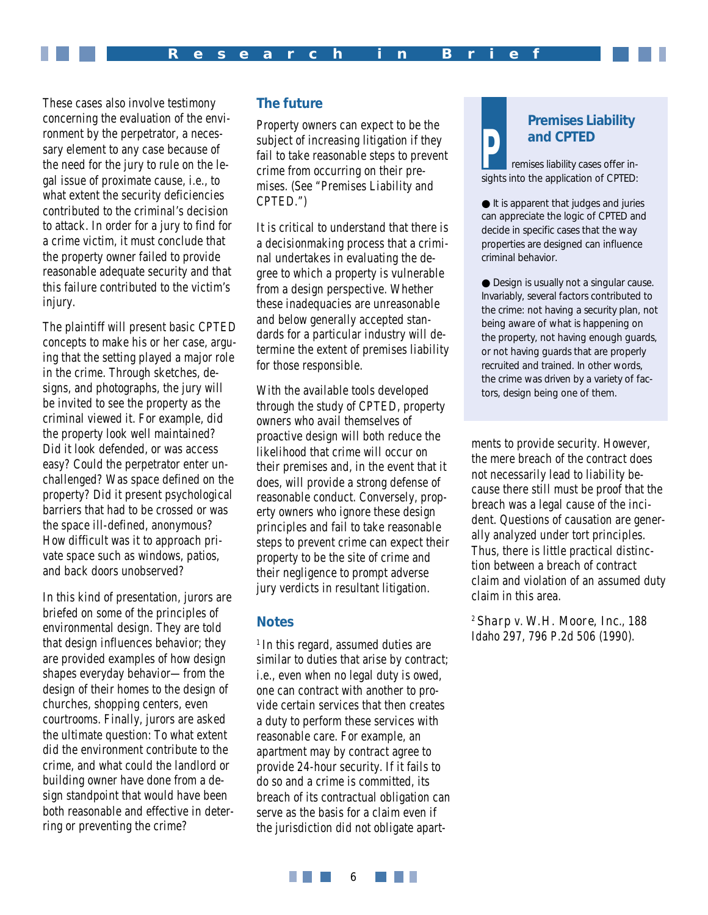These cases also involve testimony concerning the evaluation of the environment by the perpetrator, a necessary element to any case because of the need for the jury to rule on the legal issue of proximate cause, i.e., to what extent the security deficiencies contributed to the criminal's decision to attack. In order for a jury to find for a crime victim, it must conclude that the property owner failed to provide reasonable adequate security and that this failure contributed to the victim's injury.

The plaintiff will present basic CPTED concepts to make his or her case, arguing that the setting played a major role in the crime. Through sketches, designs, and photographs, the jury will be invited to see the property as the criminal viewed it. For example, did the property look well maintained? Did it look defended, or was access easy? Could the perpetrator enter unchallenged? Was space defined on the property? Did it present psychological barriers that had to be crossed or was the space ill-defined, anonymous? How difficult was it to approach private space such as windows, patios, and back doors unobserved?

In this kind of presentation, jurors are briefed on some of the principles of environmental design. They are told that design influences behavior; they are provided examples of how design shapes everyday behavior—from the design of their homes to the design of churches, shopping centers, even courtrooms. Finally, jurors are asked the ultimate question: To what extent did the environment contribute to the crime, and what could the landlord or building owner have done from a design standpoint that would have been both reasonable and effective in deterring or preventing the crime?

## The future

Property owners can expect to be the subject of increasing litigation if they fail to take reasonable steps to prevent crime from occurring on their premises. (See "Premises Liability and CPTED.")

It is critical to understand that there is a decisionmaking process that a criminal undertakes in evaluating the degree to which a property is vulnerable from a design perspective. Whether these inadequacies are unreasonable and below generally accepted standards for a particular industry will determine the extent of premises liability for those responsible.

With the available tools developed through the study of CPTED, property owners who avail themselves of proactive design will both reduce the likelihood that crime will occur on their premises and, in the event that it does, will provide a strong defense of reasonable conduct. Conversely, property owners who ignore these design principles and fail to take reasonable steps to prevent crime can expect their property to be the site of crime and their negligence to prompt adverse jury verdicts in resultant litigation.

### Premises Liability and CPTED

Premises liability cases offer insights into the application of CPTED:

- It is apparent that judges and juries can appreciate the logic of CPTED and decide in specific cases that the way properties are designed can influence criminal behavior.
- Design is usually not a singular cause. Invariably, several factors contributed to the crime: not having a security plan, not being aware of what is happening on the property, not having enough guards, or not having guards that are properly recruited and trained. In other words, the crime was driven by a variety of factors, design being one of them.

## Notes

[1] In this regard, assumed duties are similar to duties that arise by contract; i.e., even when no legal duty is owed, one can contract with another to provide certain services that then creates a duty to perform these services with reasonable care. For example, an apartment may by contract agree to provide 24-hour security. If it fails to do so and a crime is committed, its breach of its contractual obligation can serve as the basis for a claim even if the jurisdiction did not obligate apartments to provide security. However, the mere breach of the contract does not necessarily lead to liability because there still must be proof that the breach was a legal cause of the incident. Questions of causation are generally analyzed under tort principles. Thus, there is little practical distinction between a breach of contract claim and violation of an assumed duty claim in this area.

[2] Sharp v. W.H. Moore, Inc., 188 Idaho 297, 796 P.2d 506 (1990).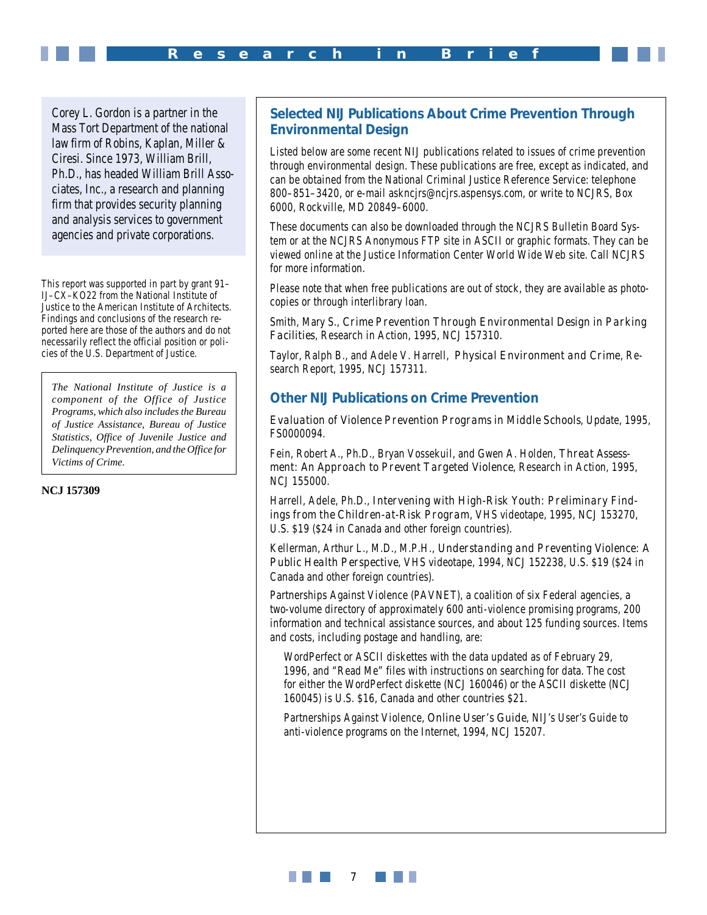Corey L. Gordon is a partner in the Mass Tort Department of the national law firm of Robins, Kaplan, Miller & Ciresi. Since 1973, William Brill, Ph.D., has headed William Brill Associates, Inc., a research and planning firm that provides security planning and analysis services to government agencies and private corporations.

This report was supported in part by grant 91–IJ–CX–KO22 from the National Institute of Justice to the American Institute of Architects. Findings and conclusions of the research reported here are those of the authors and do not necessarily reflect the official position or policies of the U.S. Department of Justice.

*The National Institute of Justice is a component of the Office of Justice Programs, which also includes the Bureau of Justice Assistance, Bureau of Justice Statistics, Office of Juvenile Justice and Delinquency Prevention, and the Office for Victims of Crime.*

**NCJ 157309**

## Selected NIJ Publications About Crime Prevention Through Environmental Design

Listed below are some recent NIJ publications related to issues of crime prevention through environmental design. These publications are free, except as indicated, and can be obtained from the National Criminal Justice Reference Service: telephone 800–851–3420, or e-mail askncjrs@ncjrs.aspensys.com, or write to NCJRS, Box 6000, Rockville, MD 20849–6000.

These documents can also be downloaded through the NCJRS Bulletin Board System or at the NCJRS Anonymous FTP site in ASCII or graphic formats. They can be viewed online at the Justice Information Center World Wide Web site. Call NCJRS for more information.

Please note that when free publications are out of stock, they are available as photocopies or through interlibrary loan.

Smith, Mary S., *Crime Prevention Through Environmental Design in Parking Facilities*, Research in Action, 1995, NCJ 157310.

Taylor, Ralph B., and Adele V. Harrell, *Physical Environment and Crime*, Research Report, 1995, NCJ 157311.

## Other NIJ Publications on Crime Prevention

*Evaluation of Violence Prevention Programs in Middle Schools*, Update, 1995, FS0000094.

Fein, Robert A., Ph.D., Bryan Vossekuil, and Gwen A. Holden, *Threat Assessment: An Approach to Prevent Targeted Violence*, Research in Action, 1995, NCJ 155000.

Harrell, Adele, Ph.D., *Intervening with High-Risk Youth: Preliminary Findings from the Children-at-Risk Program*, VHS videotape, 1995, NCJ 153270, U.S. $19 ($24 in Canada and other foreign countries).

Kellerman, Arthur L., M.D., M.P.H., *Understanding and Preventing Violence: A Public Health Perspective*, VHS videotape, 1994, NCJ 152238, U.S. $19 ($24 in Canada and other foreign countries).

Partnerships Against Violence (PAVNET), a coalition of six Federal agencies, a two-volume directory of approximately 600 anti-violence promising programs, 200 information and technical assistance sources, and about 125 funding sources. Items and costs, including postage and handling, are:

> WordPerfect or ASCII diskettes with the data updated as of February 29, 1996, and "Read Me" files with instructions on searching for data. The cost for either the WordPerfect diskette (NCJ 160046) or the ASCII diskette (NCJ 160045) is U.S. $16, Canada and other countries $21.
>
> Partnerships Against Violence, *Online User's Guide*, NIJ's User's Guide to anti-violence programs on the Internet, 1994, NCJ 15207.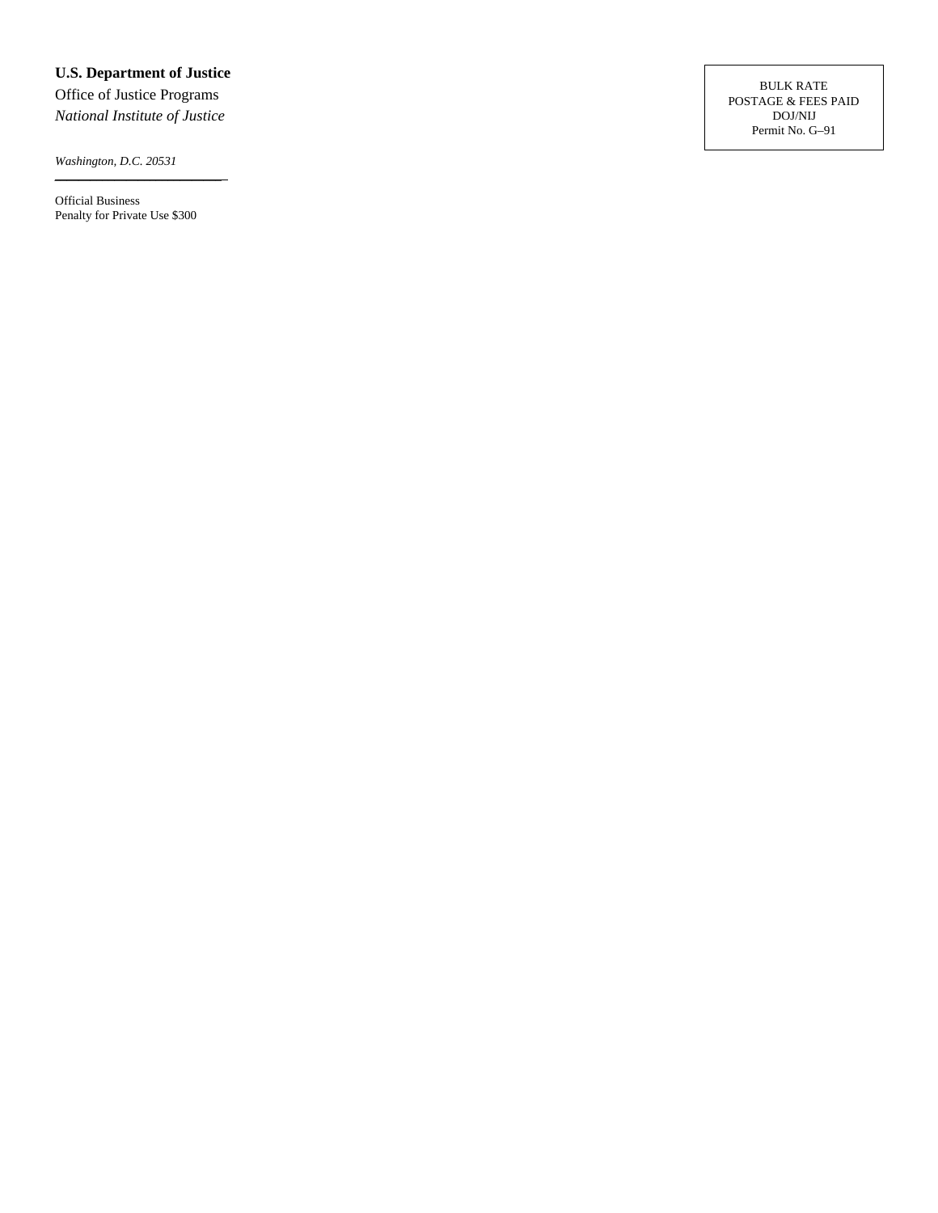**U.S. Department of Justice**

Office of Justice Programs

*National Institute of Justice*

*Washington, D.C. 20531*

Official Business
Penalty for Private Use $300

BULK RATE
POSTAGE & FEES PAID
DOJ/NIJ
Permit No. G–91